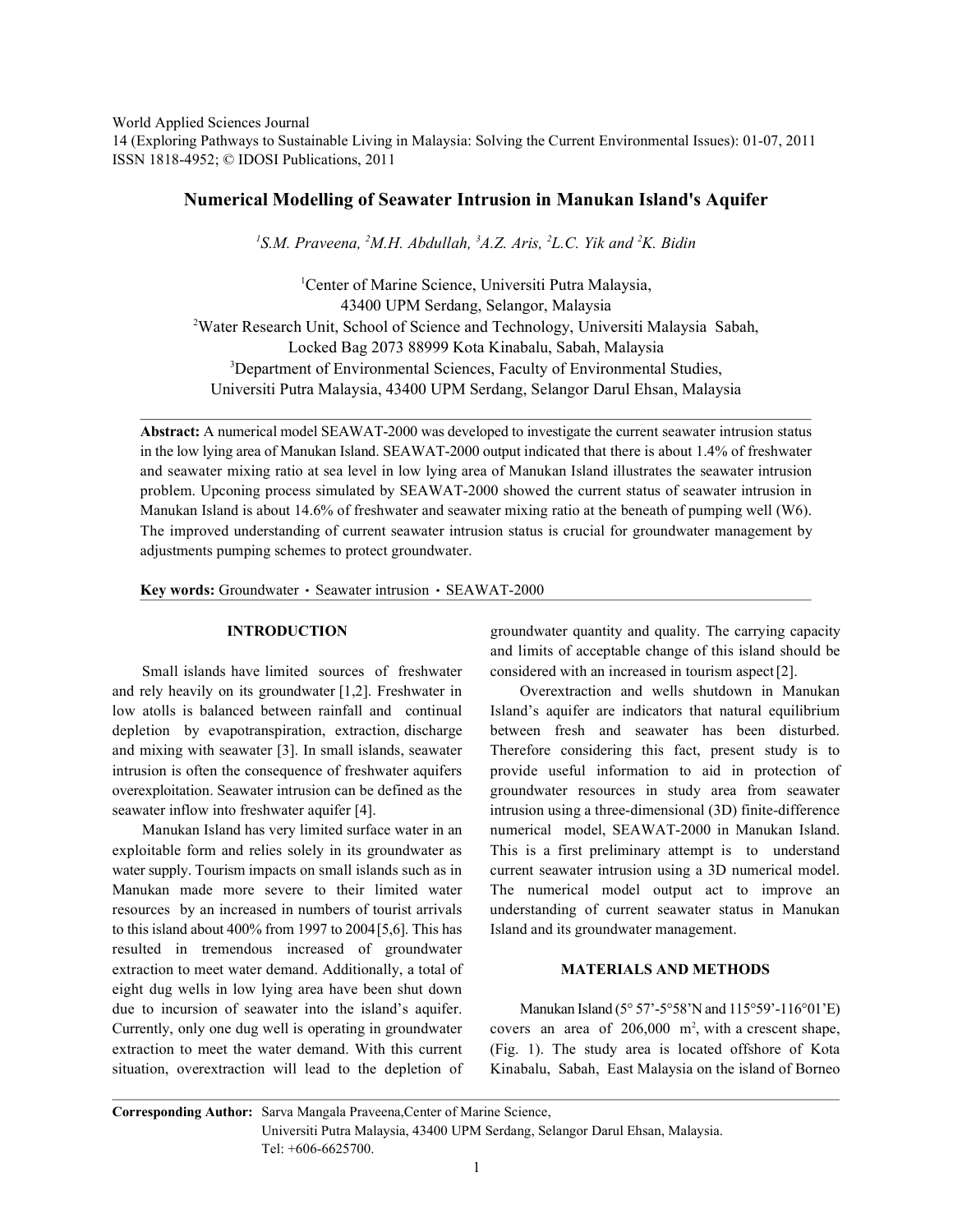# Numerical Modelling of Seawater Intrusion in Manukan Island's Aquifer

[1]S.M. Praveena, [2]M.H. Abdullah, [3]A.Z. Aris, [2]L.C. Yik and [2]K. Bidin

[1]Center of Marine Science, Universiti Putra Malaysia, 43400 UPM Serdang, Selangor, Malaysia
[2]Water Research Unit, School of Science and Technology, Universiti Malaysia Sabah, Locked Bag 2073 88999 Kota Kinabalu, Sabah, Malaysia
[3]Department of Environmental Sciences, Faculty of Environmental Studies, Universiti Putra Malaysia, 43400 UPM Serdang, Selangor Darul Ehsan, Malaysia

**Abstract:** A numerical model SEAWAT-2000 was developed to investigate the current seawater intrusion status in the low lying area of Manukan Island. SEAWAT-2000 output indicated that there is about 1.4% of freshwater and seawater mixing ratio at sea level in low lying area of Manukan Island illustrates the seawater intrusion problem. Upconing process simulated by SEAWAT-2000 showed the current status of seawater intrusion in Manukan Island is about 14.6% of freshwater and seawater mixing ratio at the beneath of pumping well (W6). The improved understanding of current seawater intrusion status is crucial for groundwater management by adjustments pumping schemes to protect groundwater.

**Key words:** Groundwater • Seawater intrusion • SEAWAT-2000

## INTRODUCTION

Small islands have limited sources of freshwater and rely heavily on its groundwater [1,2]. Freshwater in low atolls is balanced between rainfall and continual depletion by evapotranspiration, extraction, discharge and mixing with seawater [3]. In small islands, seawater intrusion is often the consequence of freshwater aquifers overexploitation. Seawater intrusion can be defined as the seawater inflow into freshwater aquifer [4].

Manukan Island has very limited surface water in an exploitable form and relies solely in its groundwater as water supply. Tourism impacts on small islands such as in Manukan made more severe to their limited water resources by an increased in numbers of tourist arrivals to this island about 400% from 1997 to 2004 [5,6]. This has resulted in tremendous increased of groundwater extraction to meet water demand. Additionally, a total of eight dug wells in low lying area have been shut down due to incursion of seawater into the island's aquifer. Currently, only one dug well is operating in groundwater extraction to meet the water demand. With this current situation, overextraction will lead to the depletion of groundwater quantity and quality. The carrying capacity and limits of acceptable change of this island should be considered with an increased in tourism aspect [2].

Overextraction and wells shutdown in Manukan Island's aquifer are indicators that natural equilibrium between fresh and seawater has been disturbed. Therefore considering this fact, present study is to provide useful information to aid in protection of groundwater resources in study area from seawater intrusion using a three-dimensional (3D) finite-difference numerical model, SEAWAT-2000 in Manukan Island. This is a first preliminary attempt is to understand current seawater intrusion using a 3D numerical model. The numerical model output act to improve an understanding of current seawater status in Manukan Island and its groundwater management.

## MATERIALS AND METHODS

Manukan Island (5° 57'-5°58'N and 115°59'-116°01'E) covers an area of 206,000 $m^2$, with a crescent shape, (Fig. 1). The study area is located offshore of Kota Kinabalu, Sabah, East Malaysia on the island of Borneo

**Corresponding Author:** Sarva Mangala Praveena, Center of Marine Science, Universiti Putra Malaysia, 43400 UPM Serdang, Selangor Darul Ehsan, Malaysia. Tel: +606-6625700.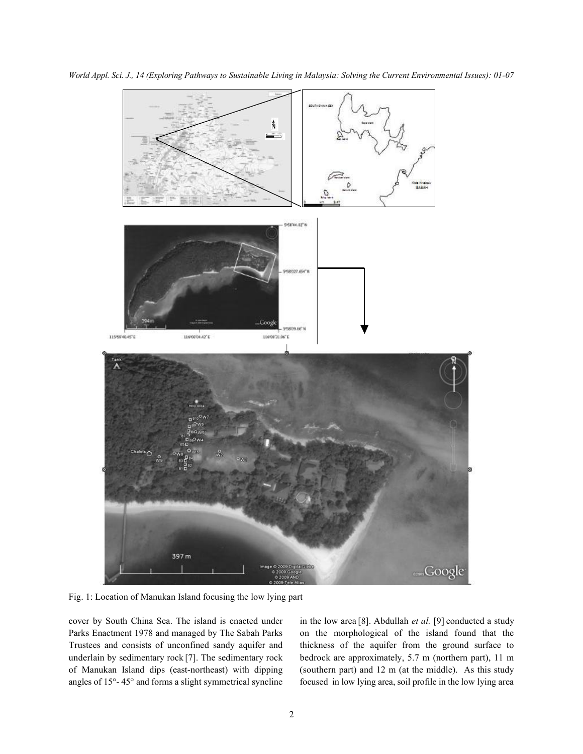Fig. 1: Location of Manukan Island focusing the low lying part

cover by South China Sea. The island is enacted under Parks Enactment 1978 and managed by The Sabah Parks Trustees and consists of unconfined sandy aquifer and underlain by sedimentary rock [7]. The sedimentary rock of Manukan Island dips (east-northeast) with dipping angles of 15°- 45° and forms a slight symmetrical syncline in the low area [8]. Abdullah *et al.* [9] conducted a study on the morphological of the island found that the thickness of the aquifer from the ground surface to bedrock are approximately, 5.7 m (northern part), 11 m (southern part) and 12 m (at the middle). As this study focused in low lying area, soil profile in the low lying area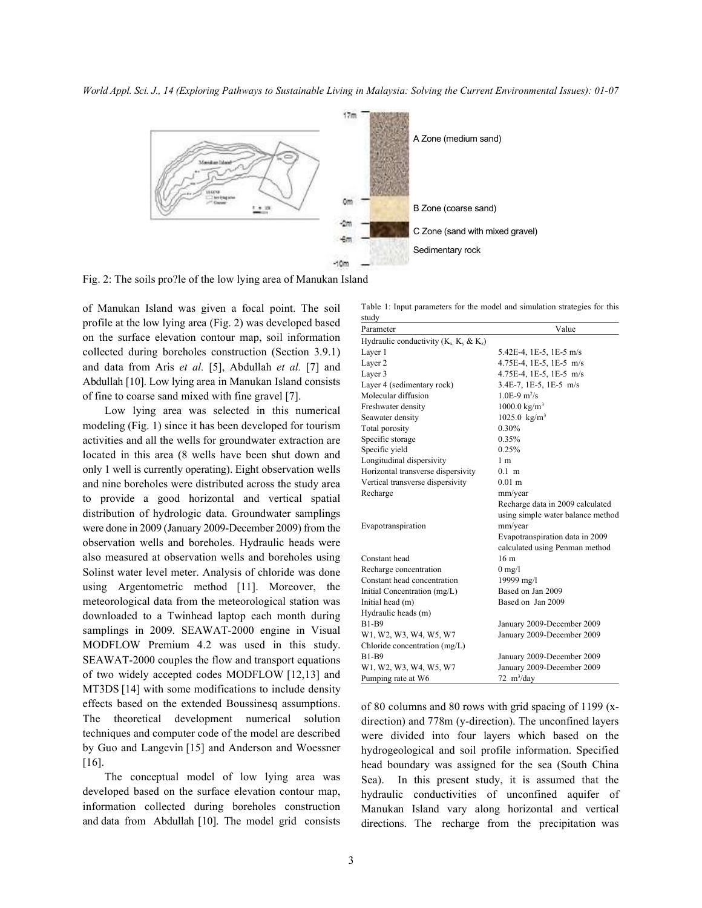A Zone (medium sand)

B Zone (coarse sand)

C Zone (sand with mixed gravel)

Sedimentary rock

Fig. 2: The soils pro?le of the low lying area of Manukan Island

of Manukan Island was given a focal point. The soil profile at the low lying area (Fig. 2) was developed based on the surface elevation contour map, soil information collected during boreholes construction (Section 3.9.1) and data from Aris *et al.* [5], Abdullah *et al.* [7] and Abdullah [10]. Low lying area in Manukan Island consists of fine to coarse sand mixed with fine gravel [7].

Low lying area was selected in this numerical modeling (Fig. 1) since it has been developed for tourism activities and all the wells for groundwater extraction are located in this area (8 wells have been shut down and only 1 well is currently operating). Eight observation wells and nine boreholes were distributed across the study area to provide a good horizontal and vertical spatial distribution of hydrologic data. Groundwater samplings were done in 2009 (January 2009-December 2009) from the observation wells and boreholes. Hydraulic heads were also measured at observation wells and boreholes using Solinst water level meter. Analysis of chloride was done using Argentometric method [11]. Moreover, the meteorological data from the meteorological station was downloaded to a Twinhead laptop each month during samplings in 2009. SEAWAT-2000 engine in Visual MODFLOW Premium 4.2 was used in this study. SEAWAT-2000 couples the flow and transport equations of two widely accepted codes MODFLOW [12,13] and MT3DS [14] with some modifications to include density effects based on the extended Boussinesq assumptions. The theoretical development numerical solution techniques and computer code of the model are described by Guo and Langevin [15] and Anderson and Woessner [16].

The conceptual model of low lying area was developed based on the surface elevation contour map, information collected during boreholes construction and data from Abdullah [10]. The model grid consists of 80 columns and 80 rows with grid spacing of 1199 (x-direction) and 778m (y-direction). The unconfined layers were divided into four layers which based on the hydrogeological and soil profile information. Specified head boundary was assigned for the sea (South China Sea). In this present study, it is assumed that the hydraulic conductivities of unconfined aquifer of Manukan Island vary along horizontal and vertical directions. The recharge from the precipitation was

Table 1: Input parameters for the model and simulation strategies for this study

| Parameter | Value |
|---|---|
| Hydraulic conductivity ($K_x$, $K_y$ & $K_z$) | |
| Layer 1 | 5.42E-4, 1E-5, 1E-5 m/s |
| Layer 2 | 4.75E-4, 1E-5, 1E-5 m/s |
| Layer 3 | 4.75E-4, 1E-5, 1E-5 m/s |
| Layer 4 (sedimentary rock) | 3.4E-7, 1E-5, 1E-5 m/s |
| Molecular diffusion | 1.0E-9 $m^2/s$ |
| Freshwater density | 1000.0 $kg/m^3$ |
| Seawater density | 1025.0 $kg/m^3$ |
| Total porosity | 0.30% |
| Specific storage | 0.35% |
| Specific yield | 0.25% |
| Longitudinal dispersivity | 1 m |
| Horizontal transverse dispersivity | 0.1 m |
| Vertical transverse dispersivity | 0.01 m |
| Recharge | mm/year |
| | Recharge data in 2009 calculated using simple water balance method |
| Evapotranspiration | mm/year |
| | Evapotranspiration data in 2009 calculated using Penman method |
| Constant head | 16 m |
| Recharge concentration | 0 mg/l |
| Constant head concentration | 19999 mg/l |
| Initial Concentration (mg/L) | Based on Jan 2009 |
| Initial head (m) | Based on Jan 2009 |
| Hydraulic heads (m) | |
| B1-B9 | January 2009-December 2009 |
| W1, W2, W3, W4, W5, W7 | January 2009-December 2009 |
| Chloride concentration (mg/L) | |
| B1-B9 | January 2009-December 2009 |
| W1, W2, W3, W4, W5, W7 | January 2009-December 2009 |
| Pumping rate at W6 | 72 $m^3/day$ |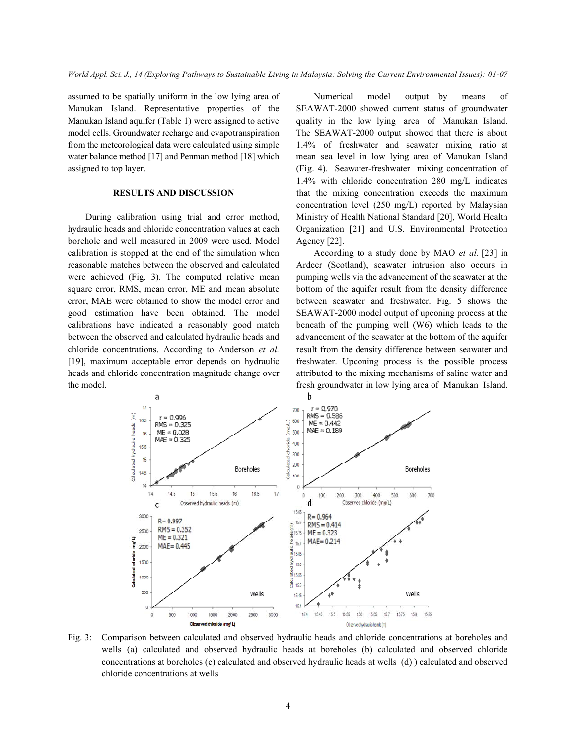assumed to be spatially uniform in the low lying area of Manukan Island. Representative properties of the Manukan Island aquifer (Table 1) were assigned to active model cells. Groundwater recharge and evapotranspiration from the meteorological data were calculated using simple water balance method [17] and Penman method [18] which assigned to top layer.

## RESULTS AND DISCUSSION

During calibration using trial and error method, hydraulic heads and chloride concentration values at each borehole and well measured in 2009 were used. Model calibration is stopped at the end of the simulation when reasonable matches between the observed and calculated were achieved (Fig. 3). The computed relative mean square error, RMS, mean error, ME and mean absolute error, MAE were obtained to show the model error and good estimation have been obtained. The model calibrations have indicated a reasonably good match between the observed and calculated hydraulic heads and chloride concentrations. According to Anderson *et al.* [19], maximum acceptable error depends on hydraulic heads and chloride concentration magnitude change over the model.

Numerical model output by means of SEAWAT-2000 showed current status of groundwater quality in the low lying area of Manukan Island. The SEAWAT-2000 output showed that there is about 1.4% of freshwater and seawater mixing ratio at mean sea level in low lying area of Manukan Island (Fig. 4). Seawater-freshwater mixing concentration of 1.4% with chloride concentration 280 mg/L indicates that the mixing concentration exceeds the maximum concentration level (250 mg/L) reported by Malaysian Ministry of Health National Standard [20], World Health Organization [21] and U.S. Environmental Protection Agency [22].

According to a study done by MAO *et al.* [23] in Ardeer (Scotland), seawater intrusion also occurs in pumping wells via the advancement of the seawater at the bottom of the aquifer result from the density difference between seawater and freshwater. Fig. 5 shows the SEAWAT-2000 model output of upconing process at the beneath of the pumping well (W6) which leads to the advancement of the seawater at the bottom of the aquifer result from the density difference between seawater and freshwater. Upconing process is the possible process attributed to the mixing mechanisms of saline water and fresh groundwater in low lying area of Manukan Island.

Fig. 3: Comparison between calculated and observed hydraulic heads and chloride concentrations at boreholes and wells (a) calculated and observed hydraulic heads at boreholes (b) calculated and observed chloride concentrations at boreholes (c) calculated and observed hydraulic heads at wells (d) ) calculated and observed chloride concentrations at wells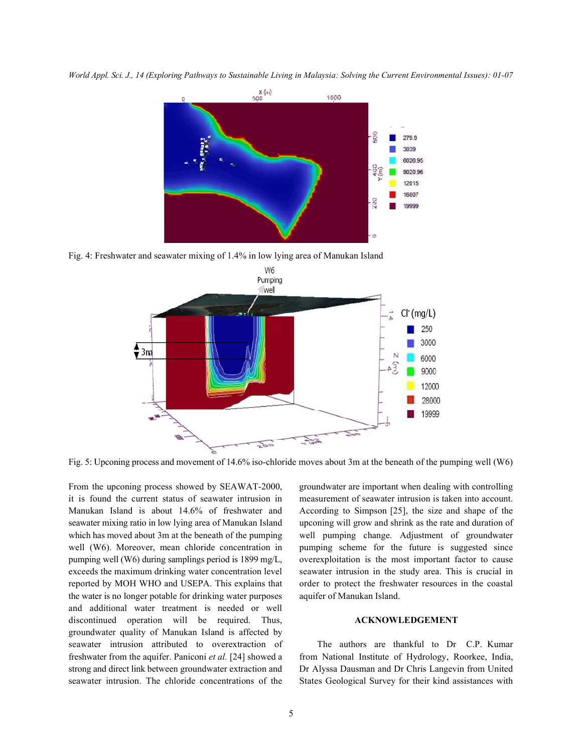Fig. 4: Freshwater and seawater mixing of 1.4% in low lying area of Manukan Island

Fig. 5: Upconing process and movement of 14.6% iso-chloride moves about 3m at the beneath of the pumping well (W6)

From the upconing process showed by SEAWAT-2000, it is found the current status of seawater intrusion in Manukan Island is about 14.6% of freshwater and seawater mixing ratio in low lying area of Manukan Island which has moved about 3m at the beneath of the pumping well (W6). Moreover, mean chloride concentration in pumping well (W6) during samplings period is 1899 mg/L, exceeds the maximum drinking water concentration level reported by MOH WHO and USEPA. This explains that the water is no longer potable for drinking water purposes and additional water treatment is needed or well discontinued operation will be required. Thus, groundwater quality of Manukan Island is affected by seawater intrusion attributed to overextraction of freshwater from the aquifer. Paniconi *et al.* [24] showed a strong and direct link between groundwater extraction and seawater intrusion. The chloride concentrations of the groundwater are important when dealing with controlling measurement of seawater intrusion is taken into account. According to Simpson [25], the size and shape of the upconing will grow and shrink as the rate and duration of well pumping change. Adjustment of groundwater pumping scheme for the future is suggested since overexploitation is the most important factor to cause seawater intrusion in the study area. This is crucial in order to protect the freshwater resources in the coastal aquifer of Manukan Island.

## ACKNOWLEDGEMENT

The authors are thankful to Dr C.P. Kumar from National Institute of Hydrology, Roorkee, India, Dr Alyssa Dausman and Dr Chris Langevin from United States Geological Survey for their kind assistances with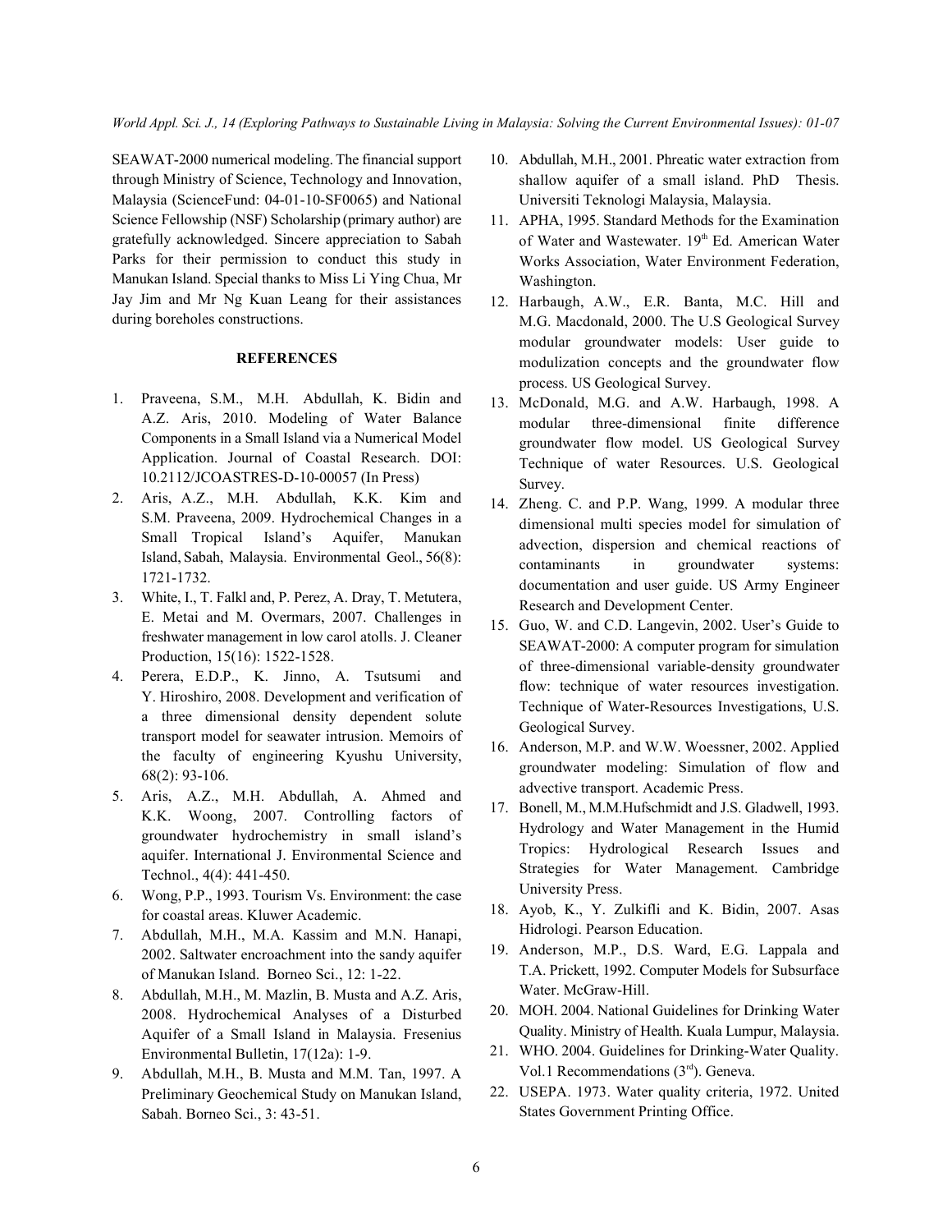SEAWAT-2000 numerical modeling. The financial support through Ministry of Science, Technology and Innovation, Malaysia (ScienceFund: 04-01-10-SF0065) and National Science Fellowship (NSF) Scholarship (primary author) are gratefully acknowledged. Sincere appreciation to Sabah Parks for their permission to conduct this study in Manukan Island. Special thanks to Miss Li Ying Chua, Mr Jay Jim and Mr Ng Kuan Leang for their assistances during boreholes constructions.

## REFERENCES

1. Praveena, S.M., M.H. Abdullah, K. Bidin and A.Z. Aris, 2010. Modeling of Water Balance Components in a Small Island via a Numerical Model Application. Journal of Coastal Research. DOI: 10.2112/JCOASTRES-D-10-00057 (In Press)
2. Aris, A.Z., M.H. Abdullah, K.K. Kim and S.M. Praveena, 2009. Hydrochemical Changes in a Small Tropical Island's Aquifer, Manukan Island, Sabah, Malaysia. Environmental Geol., 56(8): 1721-1732.
3. White, I., T. Falkl and, P. Perez, A. Dray, T. Metutera, E. Metai and M. Overmars, 2007. Challenges in freshwater management in low carol atolls. J. Cleaner Production, 15(16): 1522-1528.
4. Perera, E.D.P., K. Jinno, A. Tsutsumi and Y. Hiroshiro, 2008. Development and verification of a three dimensional density dependent solute transport model for seawater intrusion. Memoirs of the faculty of engineering Kyushu University, 68(2): 93-106.
5. Aris, A.Z., M.H. Abdullah, A. Ahmed and K.K. Woong, 2007. Controlling factors of groundwater hydrochemistry in small island's aquifer. International J. Environmental Science and Technol., 4(4): 441-450.
6. Wong, P.P., 1993. Tourism Vs. Environment: the case for coastal areas. Kluwer Academic.
7. Abdullah, M.H., M.A. Kassim and M.N. Hanapi, 2002. Saltwater encroachment into the sandy aquifer of Manukan Island. Borneo Sci., 12: 1-22.
8. Abdullah, M.H., M. Mazlin, B. Musta and A.Z. Aris, 2008. Hydrochemical Analyses of a Disturbed Aquifer of a Small Island in Malaysia. Fresenius Environmental Bulletin, 17(12a): 1-9.
9. Abdullah, M.H., B. Musta and M.M. Tan, 1997. A Preliminary Geochemical Study on Manukan Island, Sabah. Borneo Sci., 3: 43-51.
10. Abdullah, M.H., 2001. Phreatic water extraction from shallow aquifer of a small island. PhD Thesis. Universiti Teknologi Malaysia, Malaysia.
11. APHA, 1995. Standard Methods for the Examination of Water and Wastewater. 19th Ed. American Water Works Association, Water Environment Federation, Washington.
12. Harbaugh, A.W., E.R. Banta, M.C. Hill and M.G. Macdonald, 2000. The U.S Geological Survey modular groundwater models: User guide to modulization concepts and the groundwater flow process. US Geological Survey.
13. McDonald, M.G. and A.W. Harbaugh, 1998. A modular three-dimensional finite difference groundwater flow model. US Geological Survey Technique of water Resources. U.S. Geological Survey.
14. Zheng. C. and P.P. Wang, 1999. A modular three dimensional multi species model for simulation of advection, dispersion and chemical reactions of contaminants in groundwater systems: documentation and user guide. US Army Engineer Research and Development Center.
15. Guo, W. and C.D. Langevin, 2002. User's Guide to SEAWAT-2000: A computer program for simulation of three-dimensional variable-density groundwater flow: technique of water resources investigation. Technique of Water-Resources Investigations, U.S. Geological Survey.
16. Anderson, M.P. and W.W. Woessner, 2002. Applied groundwater modeling: Simulation of flow and advective transport. Academic Press.
17. Bonell, M., M.M.Hufschmidt and J.S. Gladwell, 1993. Hydrology and Water Management in the Humid Tropics: Hydrological Research Issues and Strategies for Water Management. Cambridge University Press.
18. Ayob, K., Y. Zulkifli and K. Bidin, 2007. Asas Hidrologi. Pearson Education.
19. Anderson, M.P., D.S. Ward, E.G. Lappala and T.A. Prickett, 1992. Computer Models for Subsurface Water. McGraw-Hill.
20. MOH. 2004. National Guidelines for Drinking Water Quality. Ministry of Health. Kuala Lumpur, Malaysia.
21. WHO. 2004. Guidelines for Drinking-Water Quality. Vol.1 Recommendations (3rd). Geneva.
22. USEPA. 1973. Water quality criteria, 1972. United States Government Printing Office.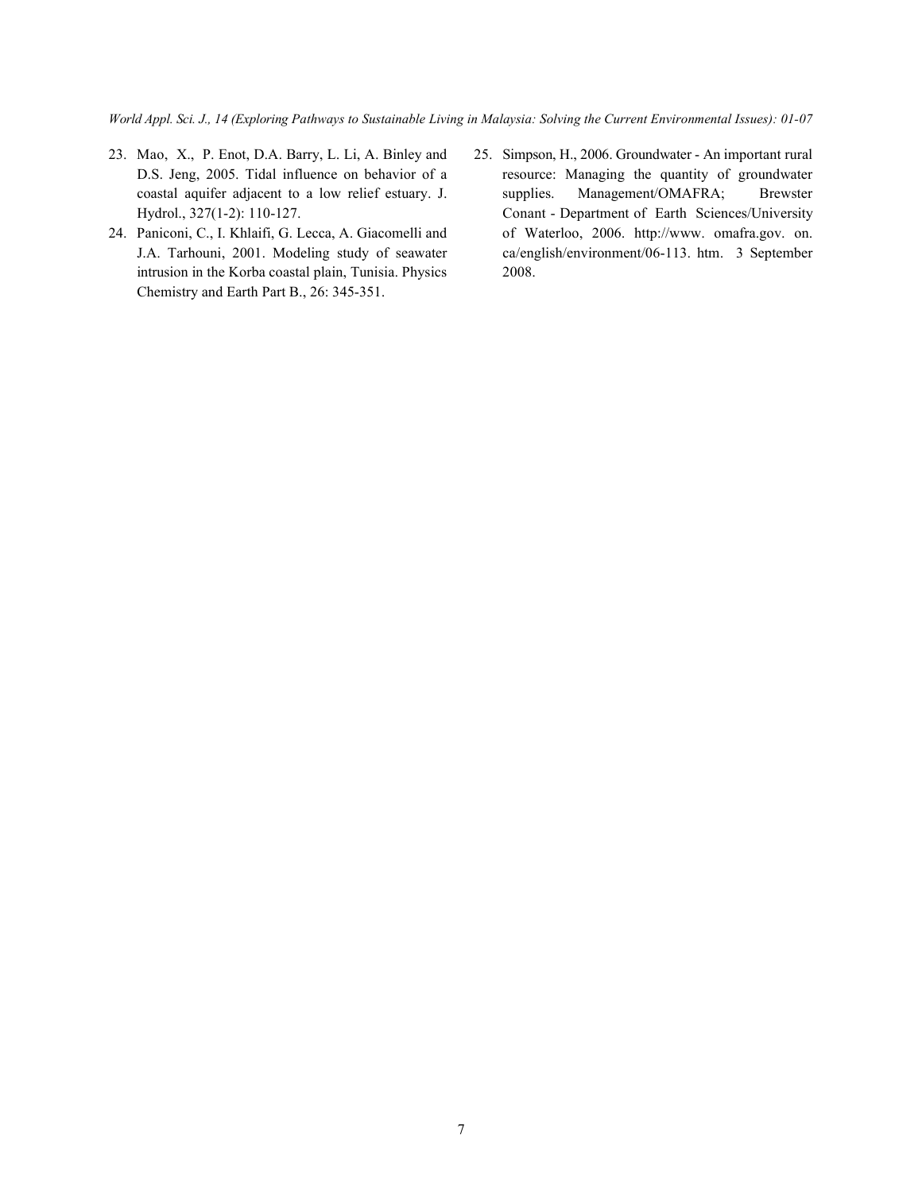23. Mao, X., P. Enot, D.A. Barry, L. Li, A. Binley and D.S. Jeng, 2005. Tidal influence on behavior of a coastal aquifer adjacent to a low relief estuary. J. Hydrol., 327(1-2): 110-127.
24. Paniconi, C., I. Khlaifi, G. Lecca, A. Giacomelli and J.A. Tarhouni, 2001. Modeling study of seawater intrusion in the Korba coastal plain, Tunisia. Physics Chemistry and Earth Part B., 26: 345-351.
25. Simpson, H., 2006. Groundwater - An important rural resource: Managing the quantity of groundwater supplies. Management/OMAFRA; Brewster Conant - Department of Earth Sciences/University of Waterloo, 2006. http://www. omafra.gov. on. ca/english/environment/06-113. htm. 3 September 2008.